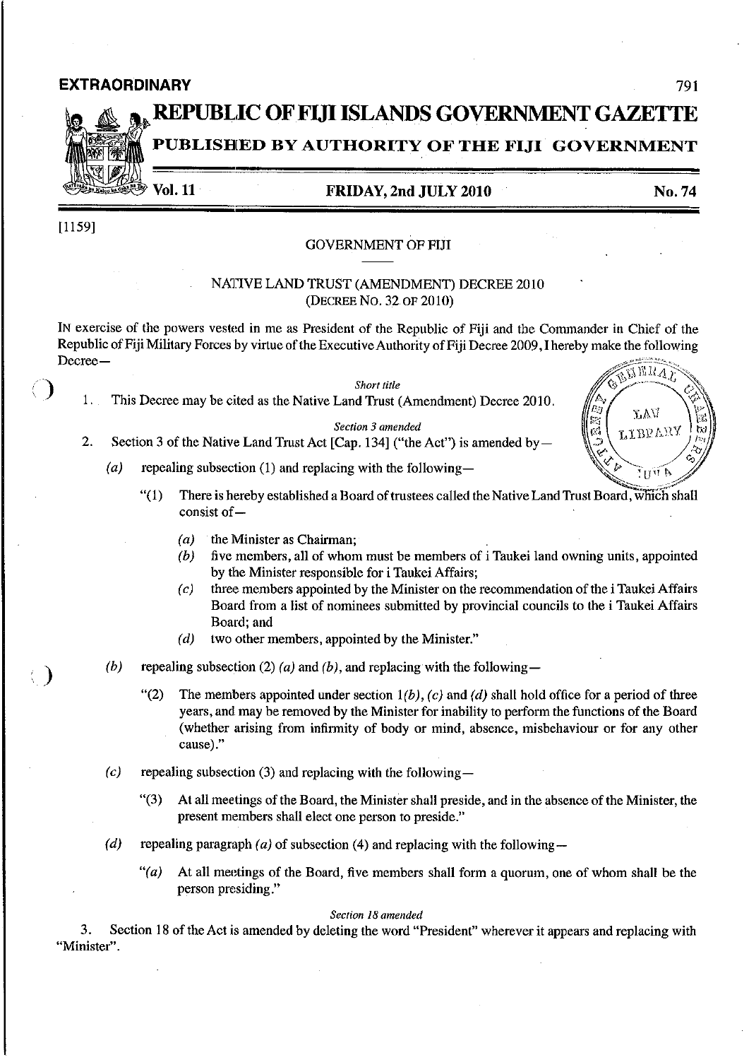**EXTRAORDINARY**

# REPUBLIC OF FIJI ISLANDS GOVERNMENT GAZETTE

**PUBLISHED BY AUTHORITY OF THE FIJI GOVERNMENT**

**Vol. 11** **FRIDAY, 2nd JULY 2010** **No. 74**

[1159]

GOVERNMENT OF FIJI

## NATIVE LAND TRUST (AMENDMENT) DECREE 2010
(DECREE NO. 32 OF 2010)

IN exercise of the powers vested in me as President of the Republic of Fiji and the Commander in Chief of the Republic of Fiji Military Forces by virtue of the Executive Authority of Fiji Decree 2009, I hereby make the following Decree—

*Short title*

1. This Decree may be cited as the Native Land Trust (Amendment) Decree 2010.

*Section 3 amended*

2. Section 3 of the Native Land Trust Act [Cap. 134] ("the Act") is amended by—

   *(a)* repealing subsection (1) and replacing with the following—

   "(1) There is hereby established a Board of trustees called the Native Land Trust Board, which shall consist of—

   *(a)* the Minister as Chairman;

   *(b)* five members, all of whom must be members of i Taukei land owning units, appointed by the Minister responsible for i Taukei Affairs;

   *(c)* three members appointed by the Minister on the recommendation of the i Taukei Affairs Board from a list of nominees submitted by provincial councils to the i Taukei Affairs Board; and

   *(d)* two other members, appointed by the Minister."

   *(b)* repealing subsection (2) *(a)* and *(b)*, and replacing with the following—

   "(2) The members appointed under section 1*(b)*, *(c)* and *(d)* shall hold office for a period of three years, and may be removed by the Minister for inability to perform the functions of the Board (whether arising from infirmity of body or mind, absence, misbehaviour or for any other cause)."

   *(c)* repealing subsection (3) and replacing with the following—

   "(3) At all meetings of the Board, the Minister shall preside, and in the absence of the Minister, the present members shall elect one person to preside."

   *(d)* repealing paragraph *(a)* of subsection (4) and replacing with the following—

   "*(a)* At all meetings of the Board, five members shall form a quorum, one of whom shall be the person presiding."

*Section 18 amended*

3. Section 18 of the Act is amended by deleting the word "President" wherever it appears and replacing with "Minister".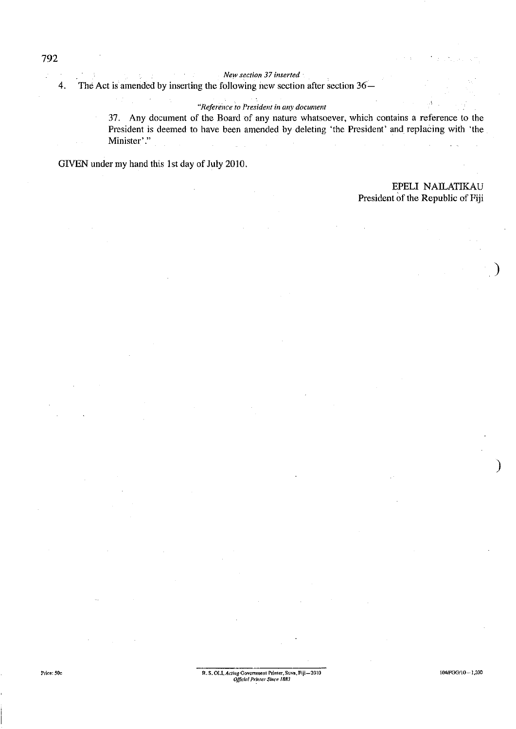*New section 37 inserted*

4. The Act is amended by inserting the following new section after section 36—

*"Reference to President in any document*

37. Any document of the Board of any nature whatsoever, which contains a reference to the President is deemed to have been amended by deleting 'the President' and replacing with 'the Minister'."

GIVEN under my hand this 1st day of July 2010.

EPELI NAILATIKAU
President of the Republic of Fiji

Price: 50c

R. S. OLI, *Acting* Government Printer, Suva, Fiji—2010
*Official Printer Since 1883*

104/FGG/10—1,200